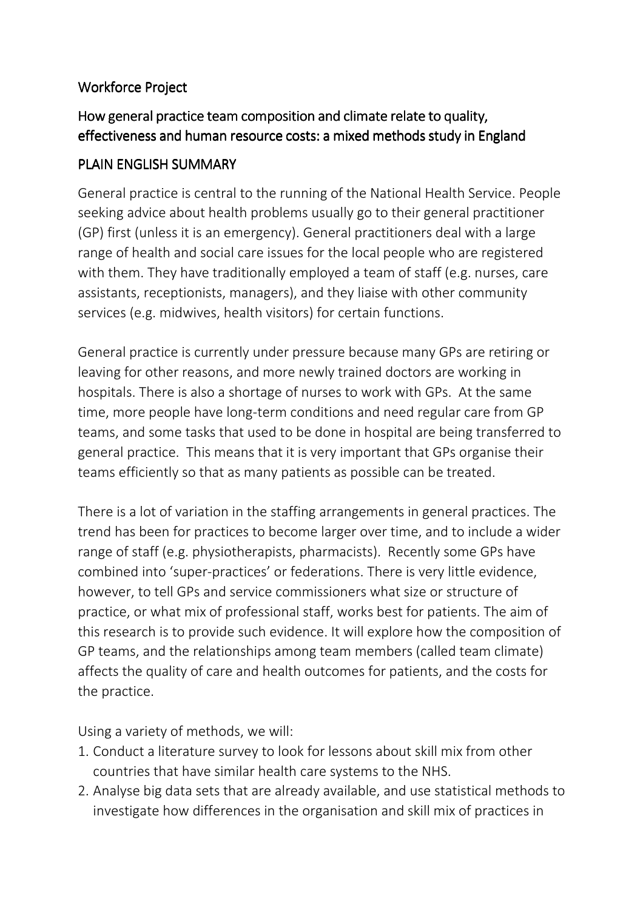## Workforce Project

## How general practice team composition and climate relate to quality, effectiveness and human resource costs: a mixed methods study in England

## PLAIN ENGLISH SUMMARY

General practice is central to the running of the National Health Service. People seeking advice about health problems usually go to their general practitioner (GP) first (unless it is an emergency). General practitioners deal with a large range of health and social care issues for the local people who are registered with them. They have traditionally employed a team of staff (e.g. nurses, care assistants, receptionists, managers), and they liaise with other community services (e.g. midwives, health visitors) for certain functions.

General practice is currently under pressure because many GPs are retiring or leaving for other reasons, and more newly trained doctors are working in hospitals. There is also a shortage of nurses to work with GPs. At the same time, more people have long-term conditions and need regular care from GP teams, and some tasks that used to be done in hospital are being transferred to general practice. This means that it is very important that GPs organise their teams efficiently so that as many patients as possible can be treated.

There is a lot of variation in the staffing arrangements in general practices. The trend has been for practices to become larger over time, and to include a wider range of staff (e.g. physiotherapists, pharmacists). Recently some GPs have combined into 'super-practices' or federations. There is very little evidence, however, to tell GPs and service commissioners what size or structure of practice, or what mix of professional staff, works best for patients. The aim of this research is to provide such evidence. It will explore how the composition of GP teams, and the relationships among team members (called team climate) affects the quality of care and health outcomes for patients, and the costs for the practice.

Using a variety of methods, we will:

1. Conduct a literature survey to look for lessons about skill mix from other countries that have similar health care systems to the NHS.
2. Analyse big data sets that are already available, and use statistical methods to investigate how differences in the organisation and skill mix of practices in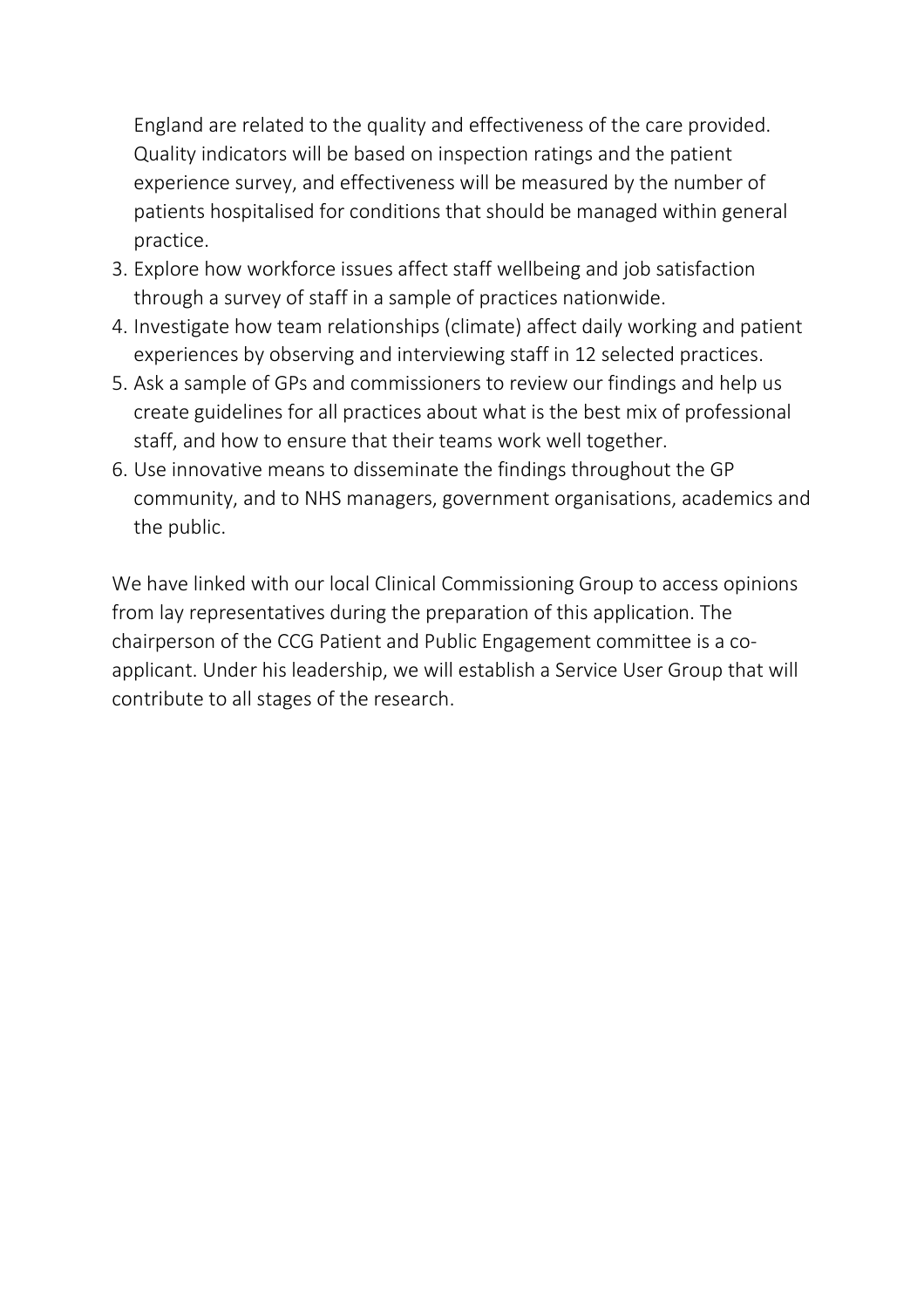England are related to the quality and effectiveness of the care provided. Quality indicators will be based on inspection ratings and the patient experience survey, and effectiveness will be measured by the number of patients hospitalised for conditions that should be managed within general practice.

3. Explore how workforce issues affect staff wellbeing and job satisfaction through a survey of staff in a sample of practices nationwide.
4. Investigate how team relationships (climate) affect daily working and patient experiences by observing and interviewing staff in 12 selected practices.
5. Ask a sample of GPs and commissioners to review our findings and help us create guidelines for all practices about what is the best mix of professional staff, and how to ensure that their teams work well together.
6. Use innovative means to disseminate the findings throughout the GP community, and to NHS managers, government organisations, academics and the public.

We have linked with our local Clinical Commissioning Group to access opinions from lay representatives during the preparation of this application. The chairperson of the CCG Patient and Public Engagement committee is a co-applicant. Under his leadership, we will establish a Service User Group that will contribute to all stages of the research.